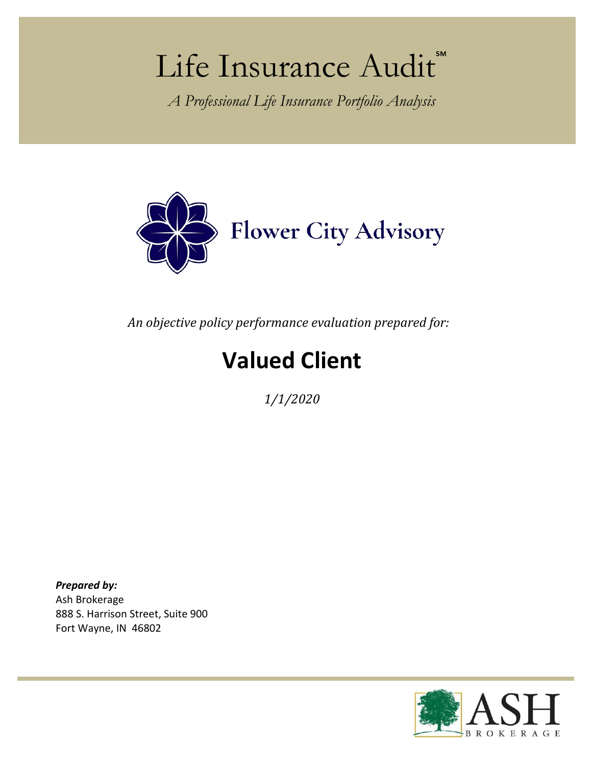# Life Insurance Audit℠

*A Professional Life Insurance Portfolio Analysis*

Flower City Advisory

*An objective policy performance evaluation prepared for:*

## Valued Client

*1/1/2020*

***Prepared by:***
Ash Brokerage
888 S. Harrison Street, Suite 900
Fort Wayne, IN 46802

ASH BROKERAGE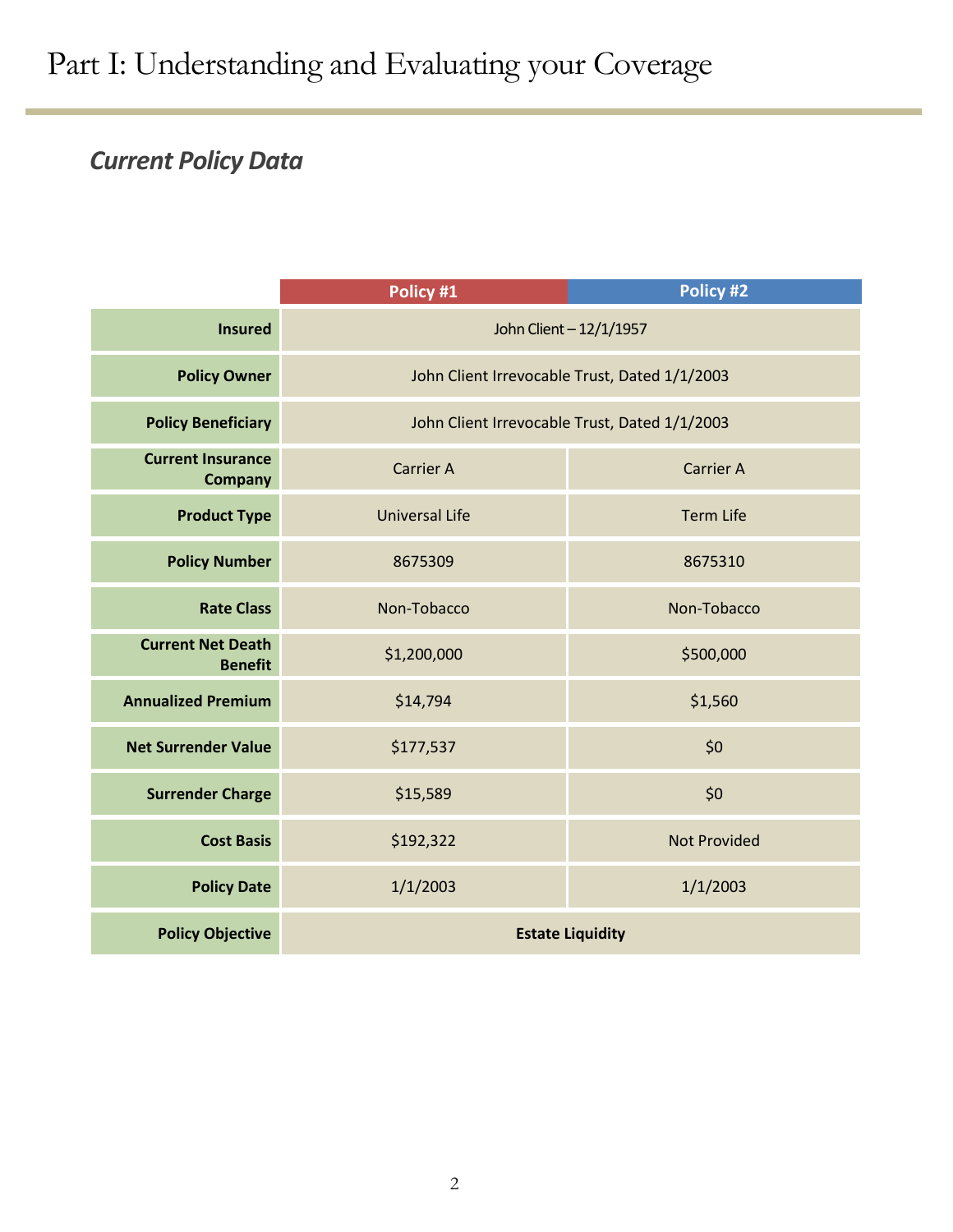# Part I: Understanding and Evaluating your Coverage

## *Current Policy Data*

| | Policy #1 | Policy #2 |
|---|---|---|
| **Insured** | John Client – 12/1/1957 | |
| **Policy Owner** | John Client Irrevocable Trust, Dated 1/1/2003 | |
| **Policy Beneficiary** | John Client Irrevocable Trust, Dated 1/1/2003 | |
| **Current Insurance Company** | Carrier A | Carrier A |
| **Product Type** | Universal Life | Term Life |
| **Policy Number** | 8675309 | 8675310 |
| **Rate Class** | Non-Tobacco | Non-Tobacco |
| **Current Net Death Benefit** | $1,200,000 | $500,000 |
| **Annualized Premium** | $14,794 | $1,560 |
| **Net Surrender Value** | $177,537 | $0 |
| **Surrender Charge** | $15,589 | $0 |
| **Cost Basis** | $192,322 | Not Provided |
| **Policy Date** | 1/1/2003 | 1/1/2003 |
| **Policy Objective** | **Estate Liquidity** | |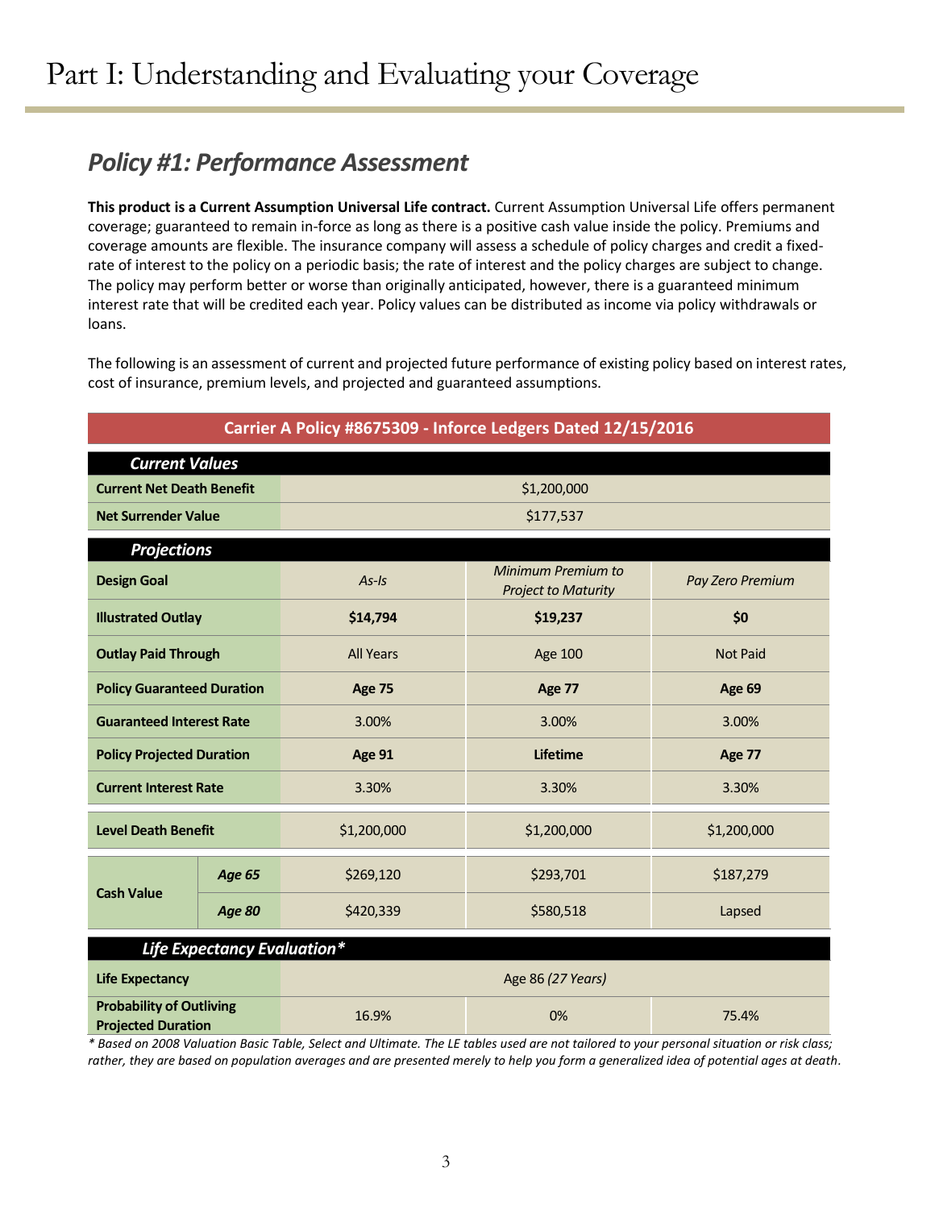# Part I: Understanding and Evaluating your Coverage

## *Policy #1: Performance Assessment*

**This product is a Current Assumption Universal Life contract.** Current Assumption Universal Life offers permanent coverage; guaranteed to remain in-force as long as there is a positive cash value inside the policy. Premiums and coverage amounts are flexible. The insurance company will assess a schedule of policy charges and credit a fixed-rate of interest to the policy on a periodic basis; the rate of interest and the policy charges are subject to change. The policy may perform better or worse than originally anticipated, however, there is a guaranteed minimum interest rate that will be credited each year. Policy values can be distributed as income via policy withdrawals or loans.

The following is an assessment of current and projected future performance of existing policy based on interest rates, cost of insurance, premium levels, and projected and guaranteed assumptions.

| **Carrier A Policy #8675309 - Inforce Ledgers Dated 12/15/2016** | | | | |
|---|---|---|---|---|
| ***Current Values*** | | | | |
| **Current Net Death Benefit** | | $1,200,000 | | |
| **Net Surrender Value** | | $177,537 | | |
| ***Projections*** | | | | |
| **Design Goal** | | *As-Is* | *Minimum Premium to Project to Maturity* | *Pay Zero Premium* |
| **Illustrated Outlay** | | **$14,794** | **$19,237** | **$0** |
| **Outlay Paid Through** | | All Years | Age 100 | Not Paid |
| **Policy Guaranteed Duration** | | **Age 75** | **Age 77** | **Age 69** |
| **Guaranteed Interest Rate** | | 3.00% | 3.00% | 3.00% |
| **Policy Projected Duration** | | **Age 91** | **Lifetime** | **Age 77** |
| **Current Interest Rate** | | 3.30% | 3.30% | 3.30% |
| **Level Death Benefit** | | $1,200,000 | $1,200,000 | $1,200,000 |
| **Cash Value** | ***Age 65*** | $269,120 | $293,701 | $187,279 |
| | ***Age 80*** | $420,339 | $580,518 | Lapsed |
| ***Life Expectancy Evaluation**** | | | | |
| **Life Expectancy** | | Age 86 *(27 Years)* | | |
| **Probability of Outliving Projected Duration** | | 16.9% | 0% | 75.4% |

*\* Based on 2008 Valuation Basic Table, Select and Ultimate. The LE tables used are not tailored to your personal situation or risk class; rather, they are based on population averages and are presented merely to help you form a generalized idea of potential ages at death.*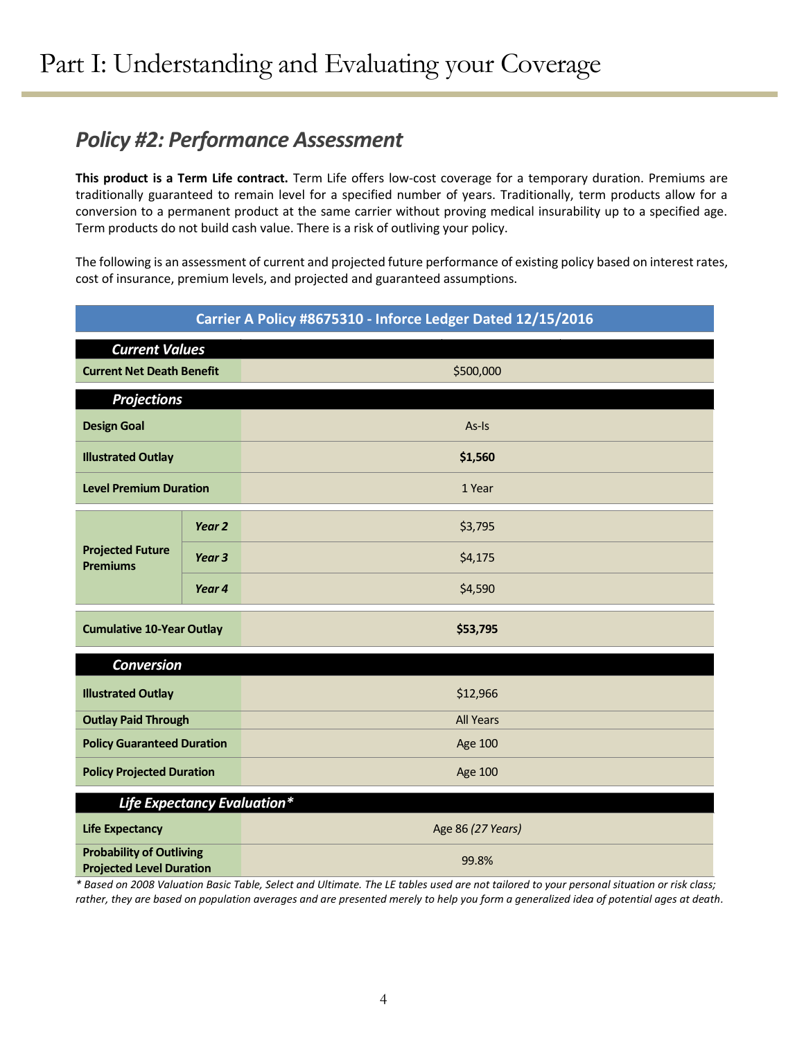# Part I: Understanding and Evaluating your Coverage

## *Policy #2: Performance Assessment*

**This product is a Term Life contract.** Term Life offers low-cost coverage for a temporary duration. Premiums are traditionally guaranteed to remain level for a specified number of years. Traditionally, term products allow for a conversion to a permanent product at the same carrier without proving medical insurability up to a specified age. Term products do not build cash value. There is a risk of outliving your policy.

The following is an assessment of current and projected future performance of existing policy based on interest rates, cost of insurance, premium levels, and projected and guaranteed assumptions.

| Carrier A Policy #8675310 - Inforce Ledger Dated 12/15/2016 | | |
|---|---|---|
| ***Current Values*** | | |
| **Current Net Death Benefit** | | $500,000 |
| ***Projections*** | | |
| **Design Goal** | | As-Is |
| **Illustrated Outlay** | | **$1,560** |
| **Level Premium Duration** | | 1 Year |
| **Projected Future Premiums** | ***Year 2*** | $3,795 |
| | ***Year 3*** | $4,175 |
| | ***Year 4*** | $4,590 |
| **Cumulative 10-Year Outlay** | | **$53,795** |
| ***Conversion*** | | |
| **Illustrated Outlay** | | $12,966 |
| **Outlay Paid Through** | | All Years |
| **Policy Guaranteed Duration** | | Age 100 |
| **Policy Projected Duration** | | Age 100 |
| ***Life Expectancy Evaluation**** | | |
| **Life Expectancy** | | Age 86 *(27 Years)* |
| **Probability of Outliving Projected Level Duration** | | 99.8% |

*\* Based on 2008 Valuation Basic Table, Select and Ultimate. The LE tables used are not tailored to your personal situation or risk class; rather, they are based on population averages and are presented merely to help you form a generalized idea of potential ages at death.*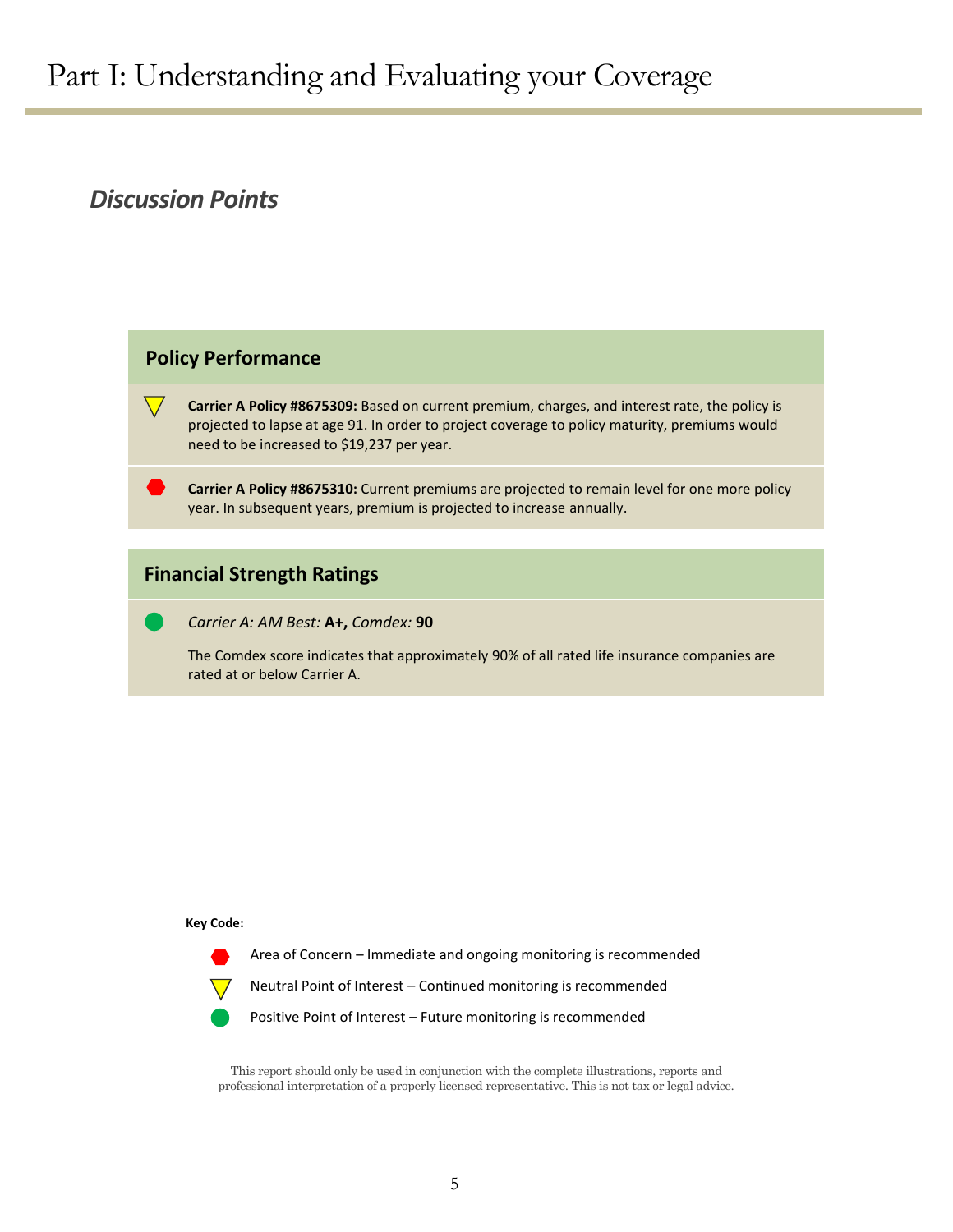# Part I: Understanding and Evaluating your Coverage

## *Discussion Points*

### Policy Performance

▽ **Carrier A Policy #8675309:** Based on current premium, charges, and interest rate, the policy is projected to lapse at age 91. In order to project coverage to policy maturity, premiums would need to be increased to $19,237 per year.

⬢ **Carrier A Policy #8675310:** Current premiums are projected to remain level for one more policy year. In subsequent years, premium is projected to increase annually.

### Financial Strength Ratings

● *Carrier A: AM Best:* **A+,** *Comdex:* **90**

The Comdex score indicates that approximately 90% of all rated life insurance companies are rated at or below Carrier A.

**Key Code:**

- ⬢ Area of Concern – Immediate and ongoing monitoring is recommended
- ▽ Neutral Point of Interest – Continued monitoring is recommended
- ● Positive Point of Interest – Future monitoring is recommended

This report should only be used in conjunction with the complete illustrations, reports and professional interpretation of a properly licensed representative. This is not tax or legal advice.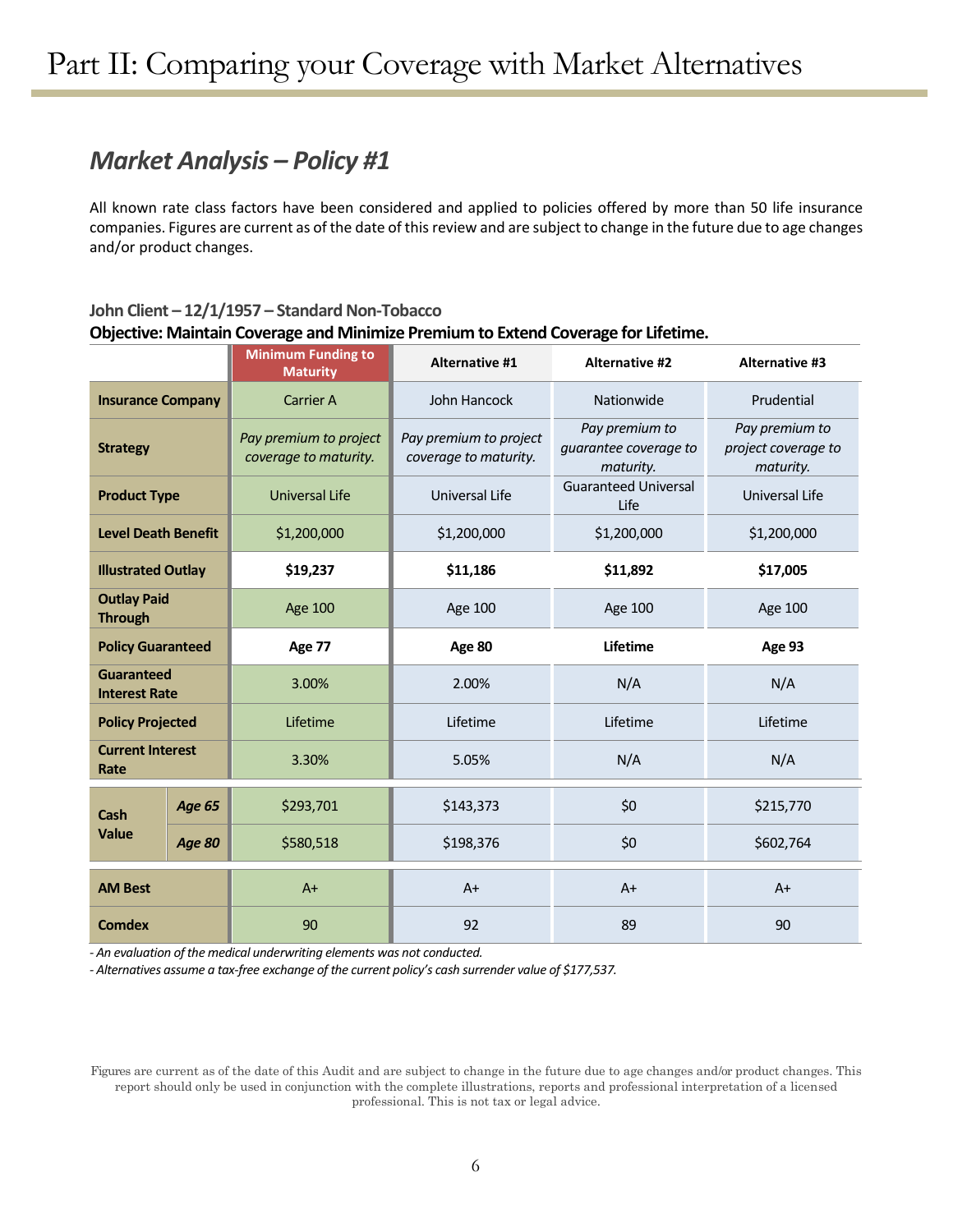# Part II: Comparing your Coverage with Market Alternatives

## *Market Analysis – Policy #1*

All known rate class factors have been considered and applied to policies offered by more than 50 life insurance companies. Figures are current as of the date of this review and are subject to change in the future due to age changes and/or product changes.

**John Client – 12/1/1957 – Standard Non-Tobacco**

**Objective: Maintain Coverage and Minimize Premium to Extend Coverage for Lifetime.**

| | | Minimum Funding to Maturity | Alternative #1 | Alternative #2 | Alternative #3 |
|---|---|---|---|---|---|
| **Insurance Company** | | Carrier A | John Hancock | Nationwide | Prudential |
| **Strategy** | | *Pay premium to project coverage to maturity.* | *Pay premium to project coverage to maturity.* | *Pay premium to guarantee coverage to maturity.* | *Pay premium to project coverage to maturity.* |
| **Product Type** | | Universal Life | Universal Life | Guaranteed Universal Life | Universal Life |
| **Level Death Benefit** | | $1,200,000 | $1,200,000 | $1,200,000 | $1,200,000 |
| **Illustrated Outlay** | | **$19,237** | **$11,186** | **$11,892** | **$17,005** |
| **Outlay Paid Through** | | Age 100 | Age 100 | Age 100 | Age 100 |
| **Policy Guaranteed** | | **Age 77** | **Age 80** | **Lifetime** | **Age 93** |
| **Guaranteed Interest Rate** | | 3.00% | 2.00% | N/A | N/A |
| **Policy Projected** | | Lifetime | Lifetime | Lifetime | Lifetime |
| **Current Interest Rate** | | 3.30% | 5.05% | N/A | N/A |
| **Cash Value** | ***Age 65*** | $293,701 | $143,373 | $0 | $215,770 |
| | ***Age 80*** | $580,518 | $198,376 | $0 | $602,764 |
| **AM Best** | | A+ | A+ | A+ | A+ |
| **Comdex** | | 90 | 92 | 89 | 90 |

*- An evaluation of the medical underwriting elements was not conducted.*

*- Alternatives assume a tax-free exchange of the current policy's cash surrender value of $177,537.*

Figures are current as of the date of this Audit and are subject to change in the future due to age changes and/or product changes. This report should only be used in conjunction with the complete illustrations, reports and professional interpretation of a licensed professional. This is not tax or legal advice.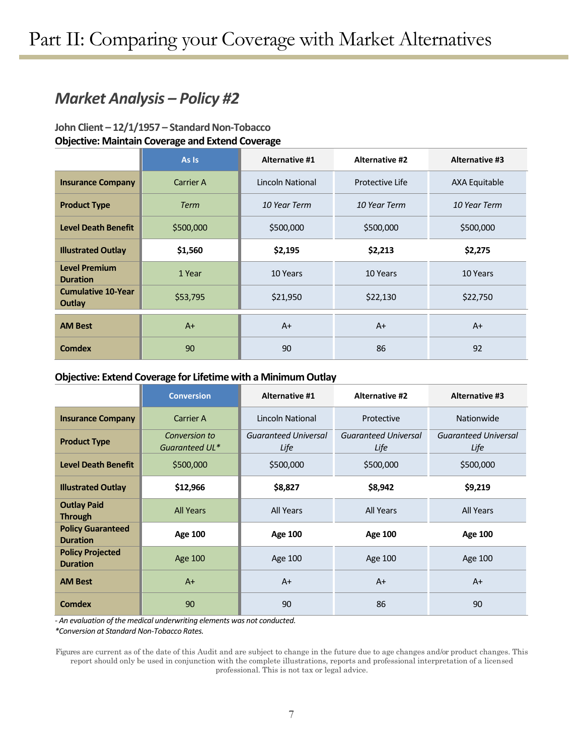# Part II: Comparing your Coverage with Market Alternatives

## *Market Analysis – Policy #2*

**John Client – 12/1/1957 – Standard Non-Tobacco**

**Objective: Maintain Coverage and Extend Coverage**

| | As Is | Alternative #1 | Alternative #2 | Alternative #3 |
|---|---|---|---|---|
| **Insurance Company** | Carrier A | Lincoln National | Protective Life | AXA Equitable |
| **Product Type** | *Term* | *10 Year Term* | *10 Year Term* | *10 Year Term* |
| **Level Death Benefit** | $500,000 | $500,000 | $500,000 | $500,000 |
| **Illustrated Outlay** | **$1,560** | **$2,195** | **$2,213** | **$2,275** |
| **Level Premium Duration** | 1 Year | 10 Years | 10 Years | 10 Years |
| **Cumulative 10-Year Outlay** | $53,795 | $21,950 | $22,130 | $22,750 |
| **AM Best** | A+ | A+ | A+ | A+ |
| **Comdex** | 90 | 90 | 86 | 92 |

**Objective: Extend Coverage for Lifetime with a Minimum Outlay**

| | Conversion | Alternative #1 | Alternative #2 | Alternative #3 |
|---|---|---|---|---|
| **Insurance Company** | Carrier A | Lincoln National | Protective | Nationwide |
| **Product Type** | *Conversion to Guaranteed UL** | *Guaranteed Universal Life* | *Guaranteed Universal Life* | *Guaranteed Universal Life* |
| **Level Death Benefit** | $500,000 | $500,000 | $500,000 | $500,000 |
| **Illustrated Outlay** | **$12,966** | **$8,827** | **$8,942** | **$9,219** |
| **Outlay Paid Through** | All Years | All Years | All Years | All Years |
| **Policy Guaranteed Duration** | **Age 100** | **Age 100** | **Age 100** | **Age 100** |
| **Policy Projected Duration** | Age 100 | Age 100 | Age 100 | Age 100 |
| **AM Best** | A+ | A+ | A+ | A+ |
| **Comdex** | 90 | 90 | 86 | 90 |

*- An evaluation of the medical underwriting elements was not conducted.*

**Conversion at Standard Non-Tobacco Rates.*

Figures are current as of the date of this Audit and are subject to change in the future due to age changes and/or product changes. This report should only be used in conjunction with the complete illustrations, reports and professional interpretation of a licensed professional. This is not tax or legal advice.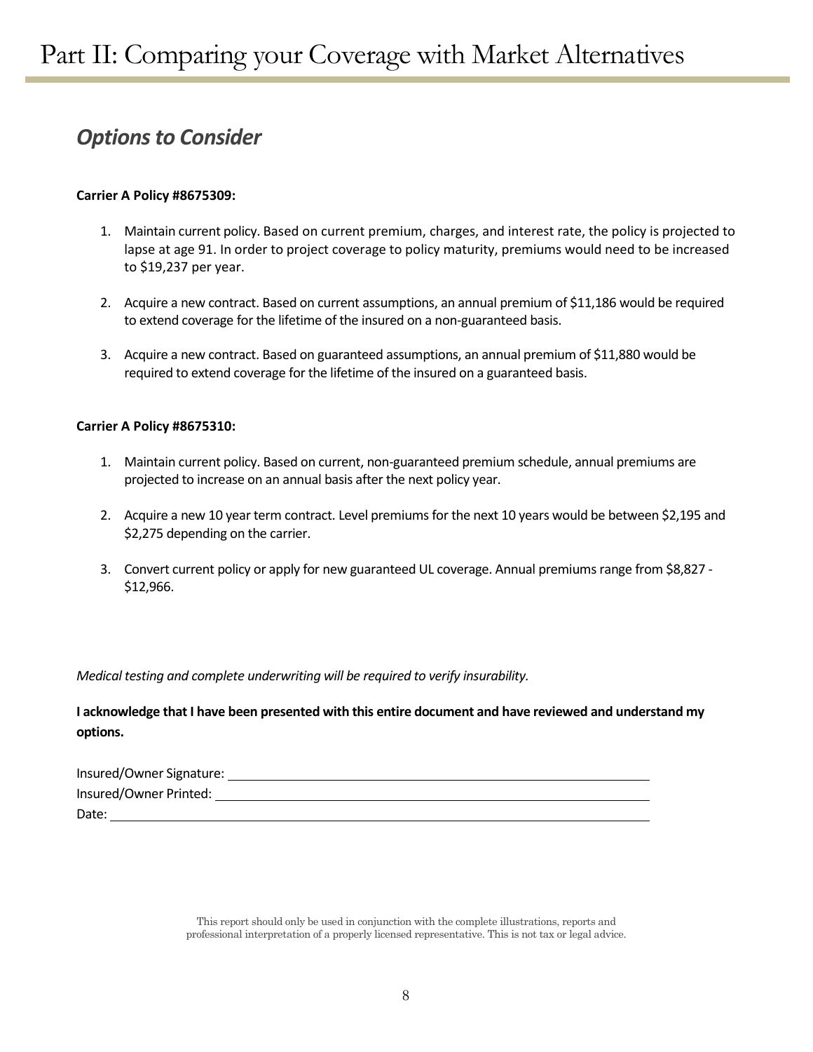# Part II: Comparing your Coverage with Market Alternatives

## *Options to Consider*

**Carrier A Policy #8675309:**

1. Maintain current policy. Based on current premium, charges, and interest rate, the policy is projected to lapse at age 91. In order to project coverage to policy maturity, premiums would need to be increased to $19,237 per year.

2. Acquire a new contract. Based on current assumptions, an annual premium of $11,186 would be required to extend coverage for the lifetime of the insured on a non-guaranteed basis.

3. Acquire a new contract. Based on guaranteed assumptions, an annual premium of $11,880 would be required to extend coverage for the lifetime of the insured on a guaranteed basis.

**Carrier A Policy #8675310:**

1. Maintain current policy. Based on current, non-guaranteed premium schedule, annual premiums are projected to increase on an annual basis after the next policy year.

2. Acquire a new 10 year term contract. Level premiums for the next 10 years would be between $2,195 and $2,275 depending on the carrier.

3. Convert current policy or apply for new guaranteed UL coverage. Annual premiums range from $8,827 - $12,966.

*Medical testing and complete underwriting will be required to verify insurability.*

**I acknowledge that I have been presented with this entire document and have reviewed and understand my options.**

Insured/Owner Signature: ______________________________

Insured/Owner Printed: ______________________________

Date: ______________________________

This report should only be used in conjunction with the complete illustrations, reports and professional interpretation of a properly licensed representative. This is not tax or legal advice.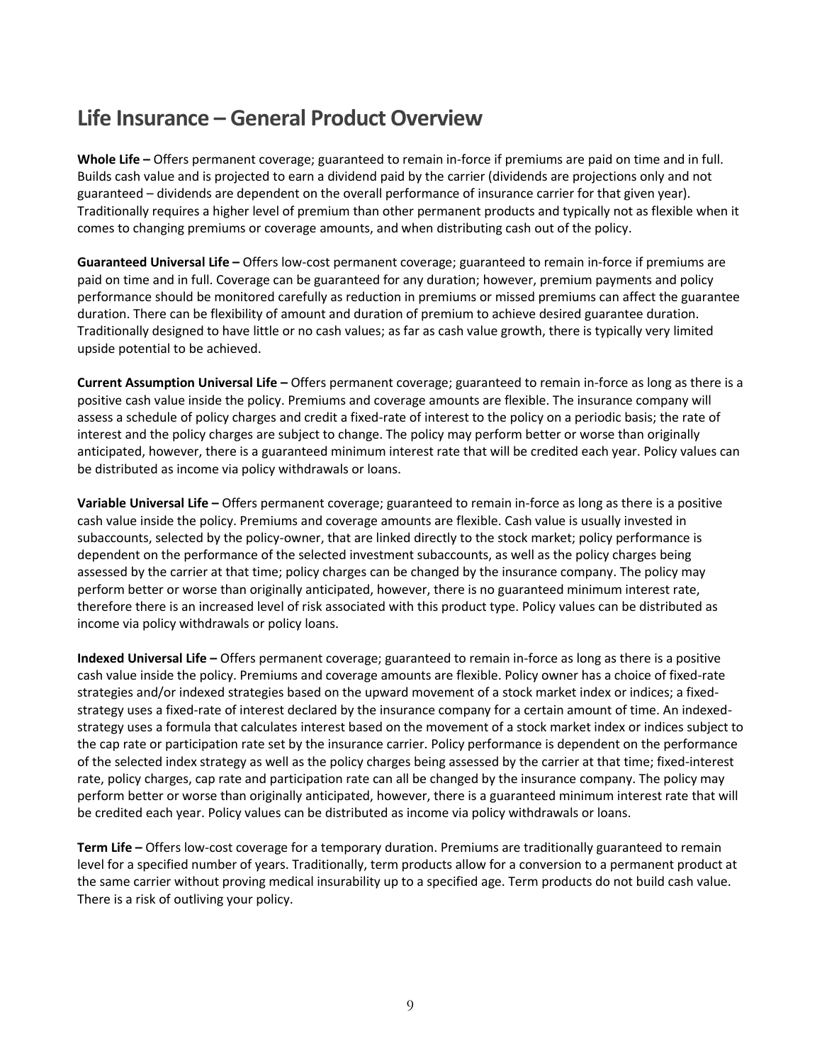# Life Insurance – General Product Overview

**Whole Life –** Offers permanent coverage; guaranteed to remain in-force if premiums are paid on time and in full. Builds cash value and is projected to earn a dividend paid by the carrier (dividends are projections only and not guaranteed – dividends are dependent on the overall performance of insurance carrier for that given year). Traditionally requires a higher level of premium than other permanent products and typically not as flexible when it comes to changing premiums or coverage amounts, and when distributing cash out of the policy.

**Guaranteed Universal Life –** Offers low-cost permanent coverage; guaranteed to remain in-force if premiums are paid on time and in full. Coverage can be guaranteed for any duration; however, premium payments and policy performance should be monitored carefully as reduction in premiums or missed premiums can affect the guarantee duration. There can be flexibility of amount and duration of premium to achieve desired guarantee duration. Traditionally designed to have little or no cash values; as far as cash value growth, there is typically very limited upside potential to be achieved.

**Current Assumption Universal Life –** Offers permanent coverage; guaranteed to remain in-force as long as there is a positive cash value inside the policy. Premiums and coverage amounts are flexible. The insurance company will assess a schedule of policy charges and credit a fixed-rate of interest to the policy on a periodic basis; the rate of interest and the policy charges are subject to change. The policy may perform better or worse than originally anticipated, however, there is a guaranteed minimum interest rate that will be credited each year. Policy values can be distributed as income via policy withdrawals or loans.

**Variable Universal Life –** Offers permanent coverage; guaranteed to remain in-force as long as there is a positive cash value inside the policy. Premiums and coverage amounts are flexible. Cash value is usually invested in subaccounts, selected by the policy-owner, that are linked directly to the stock market; policy performance is dependent on the performance of the selected investment subaccounts, as well as the policy charges being assessed by the carrier at that time; policy charges can be changed by the insurance company. The policy may perform better or worse than originally anticipated, however, there is no guaranteed minimum interest rate, therefore there is an increased level of risk associated with this product type. Policy values can be distributed as income via policy withdrawals or policy loans.

**Indexed Universal Life –** Offers permanent coverage; guaranteed to remain in-force as long as there is a positive cash value inside the policy. Premiums and coverage amounts are flexible. Policy owner has a choice of fixed-rate strategies and/or indexed strategies based on the upward movement of a stock market index or indices; a fixed-strategy uses a fixed-rate of interest declared by the insurance company for a certain amount of time. An indexed-strategy uses a formula that calculates interest based on the movement of a stock market index or indices subject to the cap rate or participation rate set by the insurance carrier. Policy performance is dependent on the performance of the selected index strategy as well as the policy charges being assessed by the carrier at that time; fixed-interest rate, policy charges, cap rate and participation rate can all be changed by the insurance company. The policy may perform better or worse than originally anticipated, however, there is a guaranteed minimum interest rate that will be credited each year. Policy values can be distributed as income via policy withdrawals or loans.

**Term Life –** Offers low-cost coverage for a temporary duration. Premiums are traditionally guaranteed to remain level for a specified number of years. Traditionally, term products allow for a conversion to a permanent product at the same carrier without proving medical insurability up to a specified age. Term products do not build cash value. There is a risk of outliving your policy.